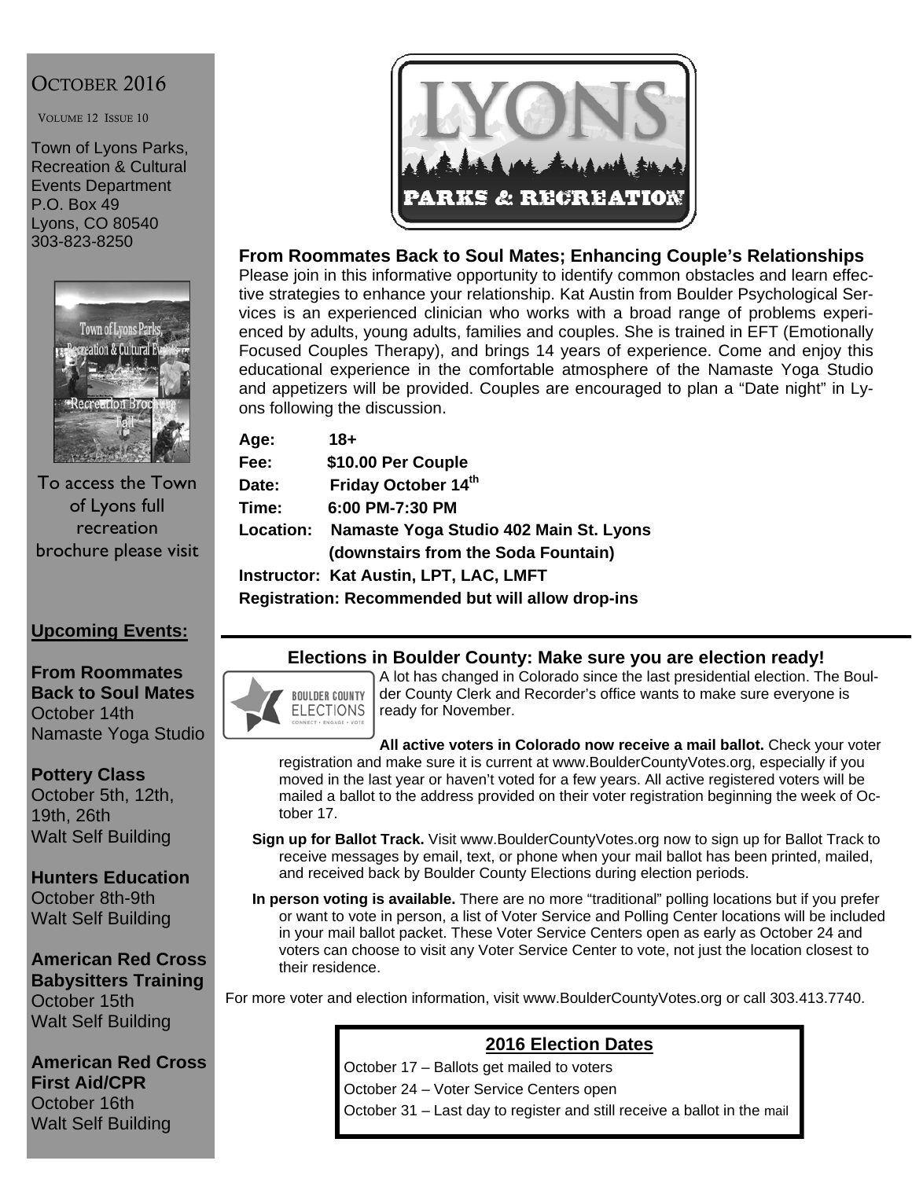OCTOBER 2016

VOLUME 12 ISSUE 10

Town of Lyons Parks, Recreation & Cultural Events Department
P.O. Box 49
Lyons, CO 80540
303-823-8250

To access the Town of Lyons full recreation brochure please visit

## Upcoming Events:

**From Roommates Back to Soul Mates**
October 14th
Namaste Yoga Studio

**Pottery Class**
October 5th, 12th, 19th, 26th
Walt Self Building

**Hunters Education**
October 8th-9th
Walt Self Building

**American Red Cross Babysitters Training**
October 15th
Walt Self Building

**American Red Cross First Aid/CPR**
October 16th
Walt Self Building

# LYONS PARKS & RECREATION

## From Roommates Back to Soul Mates; Enhancing Couple's Relationships

Please join in this informative opportunity to identify common obstacles and learn effective strategies to enhance your relationship. Kat Austin from Boulder Psychological Services is an experienced clinician who works with a broad range of problems experienced by adults, young adults, families and couples. She is trained in EFT (Emotionally Focused Couples Therapy), and brings 14 years of experience. Come and enjoy this educational experience in the comfortable atmosphere of the Namaste Yoga Studio and appetizers will be provided. Couples are encouraged to plan a "Date night" in Lyons following the discussion.

**Age:** 18+
**Fee:** $10.00 Per Couple
**Date:** Friday October 14th
**Time:** 6:00 PM-7:30 PM
**Location:** Namaste Yoga Studio 402 Main St. Lyons (downstairs from the Soda Fountain)
**Instructor:** Kat Austin, LPT, LAC, LMFT
**Registration:** Recommended but will allow drop-ins

## Elections in Boulder County: Make sure you are election ready!

BOULDER COUNTY ELECTIONS
CONNECT • ENGAGE • VOTE

A lot has changed in Colorado since the last presidential election. The Boulder County Clerk and Recorder's office wants to make sure everyone is ready for November.

**All active voters in Colorado now receive a mail ballot.** Check your voter registration and make sure it is current at www.BoulderCountyVotes.org, especially if you moved in the last year or haven't voted for a few years. All active registered voters will be mailed a ballot to the address provided on their voter registration beginning the week of October 17.

**Sign up for Ballot Track.** Visit www.BoulderCountyVotes.org now to sign up for Ballot Track to receive messages by email, text, or phone when your mail ballot has been printed, mailed, and received back by Boulder County Elections during election periods.

**In person voting is available.** There are no more "traditional" polling locations but if you prefer or want to vote in person, a list of Voter Service and Polling Center locations will be included in your mail ballot packet. These Voter Service Centers open as early as October 24 and voters can choose to visit any Voter Service Center to vote, not just the location closest to their residence.

For more voter and election information, visit www.BoulderCountyVotes.org or call 303.413.7740.

### 2016 Election Dates

October 17 – Ballots get mailed to voters
October 24 – Voter Service Centers open
October 31 – Last day to register and still receive a ballot in the mail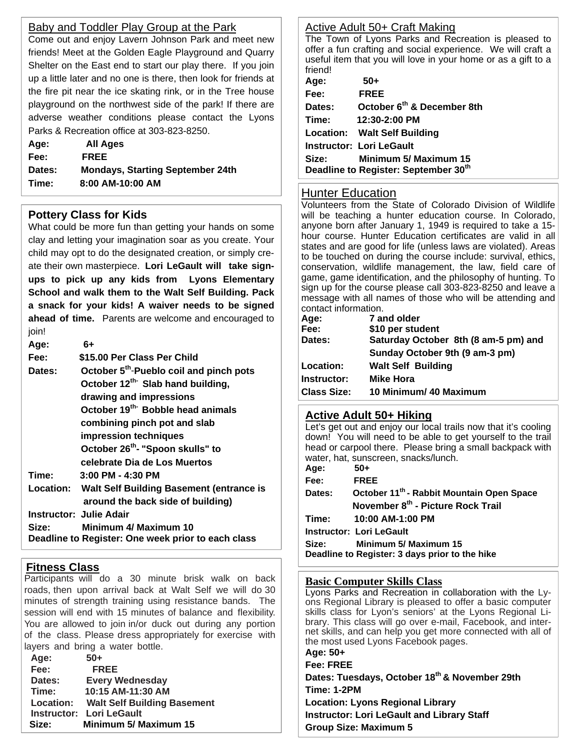## Baby and Toddler Play Group at the Park

Come out and enjoy Lavern Johnson Park and meet new friends! Meet at the Golden Eagle Playground and Quarry Shelter on the East end to start our play there. If you join up a little later and no one is there, then look for friends at the fire pit near the ice skating rink, or in the Tree house playground on the northwest side of the park! If there are adverse weather conditions please contact the Lyons Parks & Recreation office at 303-823-8250.

**Age:** **All Ages**
**Fee:** **FREE**
**Dates:** **Mondays, Starting September 24th**
**Time:** **8:00 AM-10:00 AM**

## Pottery Class for Kids

What could be more fun than getting your hands on some clay and letting your imagination soar as you create. Your child may opt to do the designated creation, or simply create their own masterpiece. **Lori LeGault will take sign-ups to pick up any kids from Lyons Elementary School and walk them to the Walt Self Building. Pack a snack for your kids! A waiver needs to be signed ahead of time.** Parents are welcome and encouraged to join!

**Age:** **6+**
**Fee:** **$15.00 Per Class Per Child**
**Dates:** **October 5th-Pueblo coil and pinch pots**
**October 12th- Slab hand building, drawing and impressions**
**October 19th- Bobble head animals combining pinch pot and slab impression techniques**
**October 26th- "Spoon skulls" to celebrate Dia de Los Muertos**
**Time:** **3:00 PM - 4:30 PM**
**Location:** **Walt Self Building Basement (entrance is around the back side of building)**
**Instructor: Julie Adair**
**Size:** **Minimum 4/ Maximum 10**
**Deadline to Register: One week prior to each class**

## Fitness Class

Participants will do a 30 minute brisk walk on back roads, then upon arrival back at Walt Self we will do 30 minutes of strength training using resistance bands. The session will end with 15 minutes of balance and flexibility. You are allowed to join in/or duck out during any portion of the class. Please dress appropriately for exercise with layers and bring a water bottle.

**Age:** **50+**
**Fee:** **FREE**
**Dates:** **Every Wednesday**
**Time:** **10:15 AM-11:30 AM**
**Location:** **Walt Self Building Basement**
**Instructor:** **Lori LeGault**
**Size:** **Minimum 5/ Maximum 15**

## Active Adult 50+ Craft Making

The Town of Lyons Parks and Recreation is pleased to offer a fun crafting and social experience. We will craft a useful item that you will love in your home or as a gift to a friend!

**Age:** **50+**
**Fee:** **FREE**
**Dates:** **October 6th & December 8th**
**Time:** **12:30-2:00 PM**
**Location:** **Walt Self Building**
**Instructor: Lori LeGault**
**Size:** **Minimum 5/ Maximum 15**
**Deadline to Register: September 30th**

## Hunter Education

Volunteers from the State of Colorado Division of Wildlife will be teaching a hunter education course. In Colorado, anyone born after January 1, 1949 is required to take a 15-hour course. Hunter Education certificates are valid in all states and are good for life (unless laws are violated). Areas to be touched on during the course include: survival, ethics, conservation, wildlife management, the law, field care of game, game identification, and the philosophy of hunting. To sign up for the course please call 303-823-8250 and leave a message with all names of those who will be attending and contact information.

**Age:** **7 and older**
**Fee:** **$10 per student**
**Dates:** **Saturday October 8th (8 am-5 pm) and Sunday October 9th (9 am-3 pm)**
**Location:** **Walt Self Building**
**Instructor:** **Mike Hora**
**Class Size:** **10 Minimum/ 40 Maximum**

## Active Adult 50+ Hiking

Let's get out and enjoy our local trails now that it's cooling down! You will need to be able to get yourself to the trail head or carpool there. Please bring a small backpack with water, hat, sunscreen, snacks/lunch.

**Age:** **50+**
**Fee:** **FREE**
**Dates:** **October 11th - Rabbit Mountain Open Space**
**November 8th - Picture Rock Trail**
**Time:** **10:00 AM-1:00 PM**
**Instructor: Lori LeGault**
**Size:** **Minimum 5/ Maximum 15**
**Deadline to Register: 3 days prior to the hike**

## Basic Computer Skills Class

Lyons Parks and Recreation in collaboration with the Lyons Regional Library is pleased to offer a basic computer skills class for Lyon's seniors' at the Lyons Regional Library. This class will go over e-mail, Facebook, and internet skills, and can help you get more connected with all of the most used Lyons Facebook pages.

**Age: 50+**
**Fee: FREE**
**Dates: Tuesdays, October 18th & November 29th**
**Time: 1-2PM**
**Location: Lyons Regional Library**
**Instructor: Lori LeGault and Library Staff**
**Group Size: Maximum 5**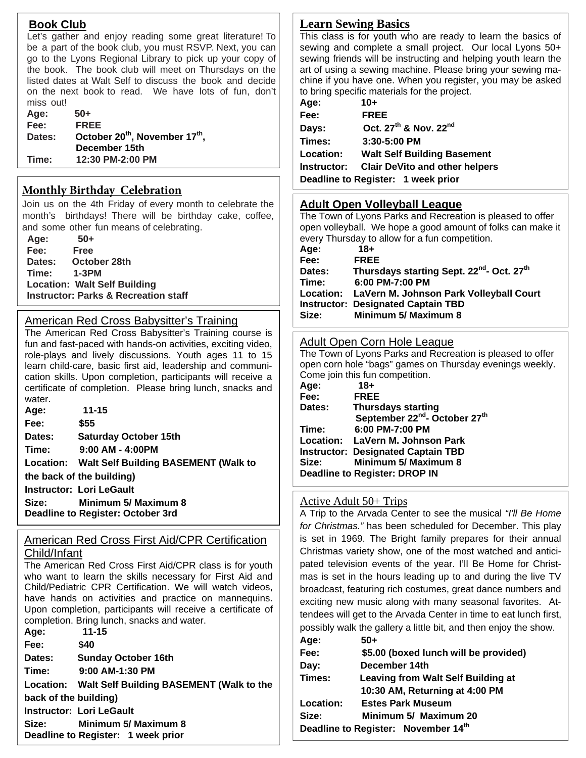## Book Club

Let's gather and enjoy reading some great literature! To be a part of the book club, you must RSVP. Next, you can go to the Lyons Regional Library to pick up your copy of the book. The book club will meet on Thursdays on the listed dates at Walt Self to discuss the book and decide on the next book to read. We have lots of fun, don't miss out!

**Age:** 50+
**Fee:** FREE
**Dates:** October 20th, November 17th, December 15th
**Time:** 12:30 PM-2:00 PM

## Monthly Birthday Celebration

Join us on the 4th Friday of every month to celebrate the month's birthdays! There will be birthday cake, coffee, and some other fun means of celebrating.

**Age:** 50+
**Fee:** Free
**Dates:** October 28th
**Time:** 1-3PM
**Location:** Walt Self Building
**Instructor:** Parks & Recreation staff

## American Red Cross Babysitter's Training

The American Red Cross Babysitter's Training course is fun and fast-paced with hands-on activities, exciting video, role-plays and lively discussions. Youth ages 11 to 15 learn child-care, basic first aid, leadership and communication skills. Upon completion, participants will receive a certificate of completion. Please bring lunch, snacks and water.

**Age:** 11-15
**Fee:** $55
**Dates:** Saturday October 15th
**Time:** 9:00 AM - 4:00PM
**Location:** Walt Self Building BASEMENT (Walk to the back of the building)
**Instructor:** Lori LeGault
**Size:** Minimum 5/ Maximum 8
**Deadline to Register:** October 3rd

## American Red Cross First Aid/CPR Certification Child/Infant

The American Red Cross First Aid/CPR class is for youth who want to learn the skills necessary for First Aid and Child/Pediatric CPR Certification. We will watch videos, have hands on activities and practice on mannequins. Upon completion, participants will receive a certificate of completion. Bring lunch, snacks and water.

**Age:** 11-15
**Fee:** $40
**Dates:** Sunday October 16th
**Time:** 9:00 AM-1:30 PM
**Location:** Walt Self Building BASEMENT (Walk to the back of the building)
**Instructor:** Lori LeGault
**Size:** Minimum 5/ Maximum 8
**Deadline to Register:** 1 week prior

## Learn Sewing Basics

This class is for youth who are ready to learn the basics of sewing and complete a small project. Our local Lyons 50+ sewing friends will be instructing and helping youth learn the art of using a sewing machine. Please bring your sewing machine if you have one. When you register, you may be asked to bring specific materials for the project.

**Age:** 10+
**Fee:** FREE
**Days:** Oct. 27th & Nov. 22nd
**Times:** 3:30-5:00 PM
**Location:** Walt Self Building Basement
**Instructor:** Clair DeVito and other helpers
**Deadline to Register:** 1 week prior

## Adult Open Volleyball League

The Town of Lyons Parks and Recreation is pleased to offer open volleyball. We hope a good amount of folks can make it every Thursday to allow for a fun competition.

**Age:** 18+
**Fee:** FREE
**Dates:** Thursdays starting Sept. 22nd- Oct. 27th
**Time:** 6:00 PM-7:00 PM
**Location:** LaVern M. Johnson Park Volleyball Court
**Instructor:** Designated Captain TBD
**Size:** Minimum 5/ Maximum 8

## Adult Open Corn Hole League

The Town of Lyons Parks and Recreation is pleased to offer open corn hole "bags" games on Thursday evenings weekly. Come join this fun competition.

**Age:** 18+
**Fee:** FREE
**Dates:** Thursdays starting September 22nd- October 27th
**Time:** 6:00 PM-7:00 PM
**Location:** LaVern M. Johnson Park
**Instructor:** Designated Captain TBD
**Size:** Minimum 5/ Maximum 8
**Deadline to Register:** DROP IN

## Active Adult 50+ Trips

A Trip to the Arvada Center to see the musical *"I'll Be Home for Christmas."* has been scheduled for December. This play is set in 1969. The Bright family prepares for their annual Christmas variety show, one of the most watched and anticipated television events of the year. I'll Be Home for Christmas is set in the hours leading up to and during the live TV broadcast, featuring rich costumes, great dance numbers and exciting new music along with many seasonal favorites. Attendees will get to the Arvada Center in time to eat lunch first, possibly walk the gallery a little bit, and then enjoy the show.

**Age:** 50+
**Fee:** $5.00 (boxed lunch will be provided)
**Day:** December 14th
**Times:** Leaving from Walt Self Building at 10:30 AM, Returning at 4:00 PM
**Location:** Estes Park Museum
**Size:** Minimum 5/ Maximum 20
**Deadline to Register:** November 14th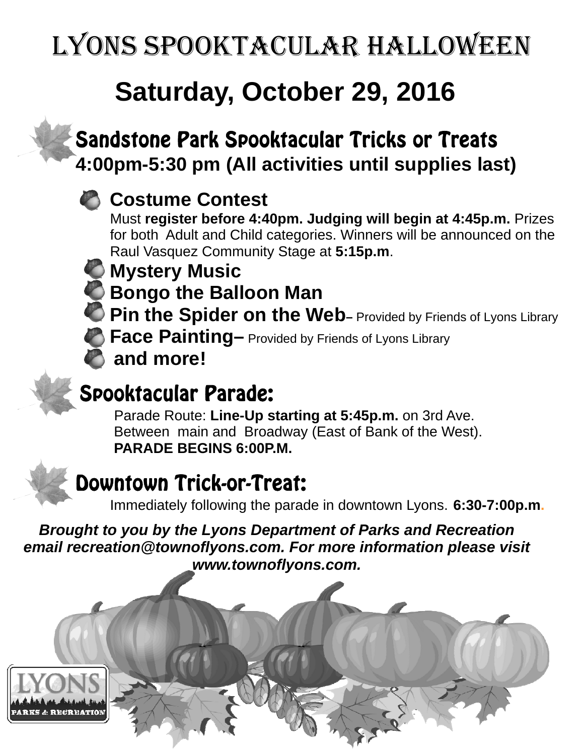# LYONS SPOOKTACULAR HALLOWEEN

## Saturday, October 29, 2016

### Sandstone Park Spooktacular Tricks or Treats

**4:00pm-5:30 pm (All activities until supplies last)**

- **Costume Contest**
  Must **register before 4:40pm. Judging will begin at 4:45p.m.** Prizes for both Adult and Child categories. Winners will be announced on the Raul Vasquez Community Stage at **5:15p.m**.
- **Mystery Music**
- **Bongo the Balloon Man**
- **Pin the Spider on the Web**– Provided by Friends of Lyons Library
- **Face Painting–** Provided by Friends of Lyons Library
- **and more!**

### Spooktacular Parade:

Parade Route: **Line-Up starting at 5:45p.m.** on 3rd Ave. Between main and Broadway (East of Bank of the West).
**PARADE BEGINS 6:00P.M.**

### Downtown Trick-or-Treat:

Immediately following the parade in downtown Lyons. **6:30-7:00p.m.**

***Brought to you by the Lyons Department of Parks and Recreation email recreation@townoflyons.com. For more information please visit www.townoflyons.com.***

LYONS
PARKS & RECREATION